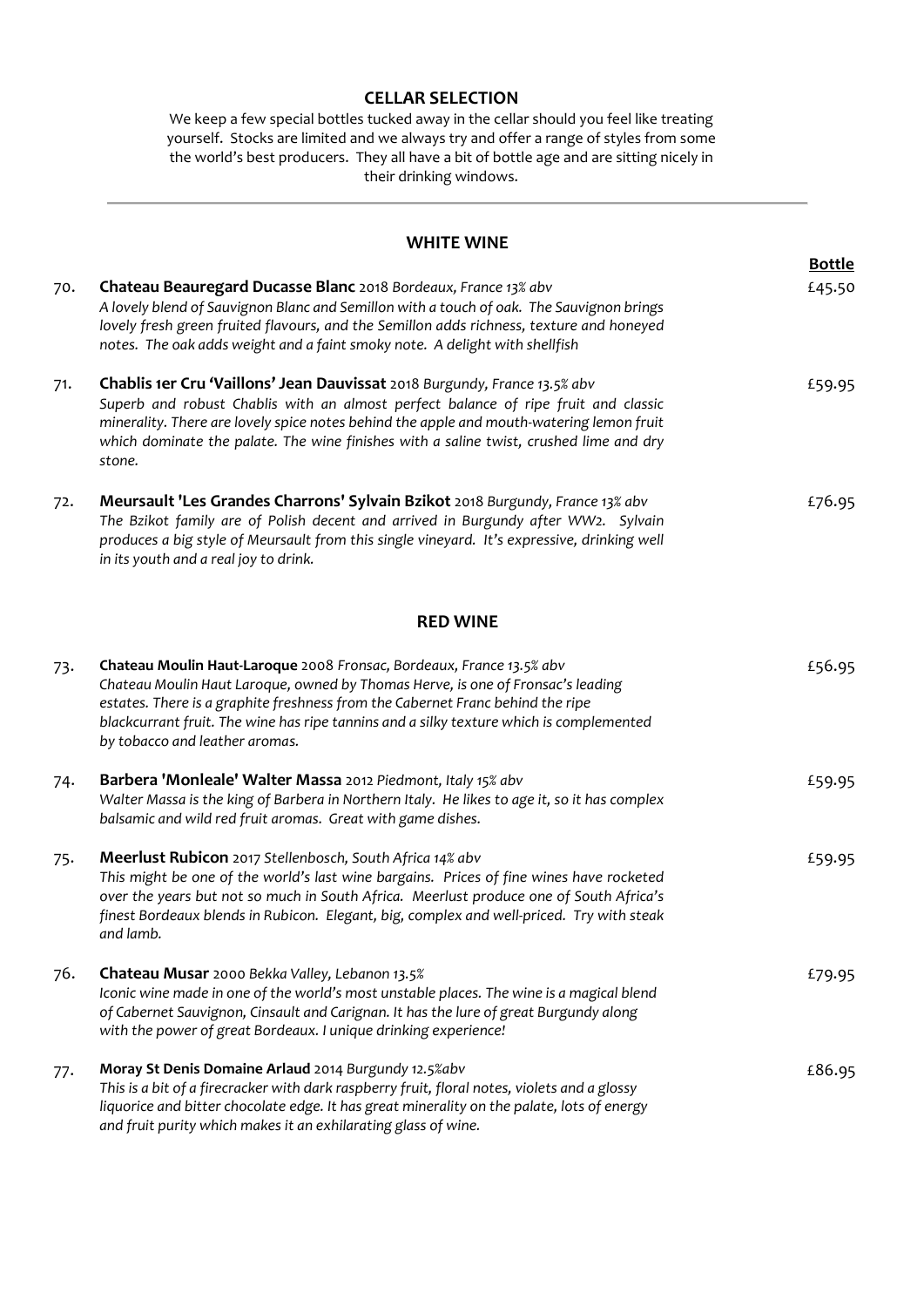## CELLAR SELECTION

We keep a few special bottles tucked away in the cellar should you feel like treating yourself. Stocks are limited and we always try and offer a range of styles from some the world's best producers. They all have a bit of bottle age and are sitting nicely in their drinking windows.

---

### WHITE WINE

| | | Bottle |
|---|---|---|
| 70. | **Chateau Beauregard Ducasse Blanc** 2018 *Bordeaux, France 13% abv*<br>*A lovely blend of Sauvignon Blanc and Semillon with a touch of oak. The Sauvignon brings lovely fresh green fruited flavours, and the Semillon adds richness, texture and honeyed notes. The oak adds weight and a faint smoky note. A delight with shellfish* | £45.50 |
| 71. | **Chablis 1er Cru 'Vaillons' Jean Dauvissat** 2018 *Burgundy, France 13.5% abv*<br>*Superb and robust Chablis with an almost perfect balance of ripe fruit and classic minerality. There are lovely spice notes behind the apple and mouth-watering lemon fruit which dominate the palate. The wine finishes with a saline twist, crushed lime and dry stone.* | £59.95 |
| 72. | **Meursault 'Les Grandes Charrons' Sylvain Bzikot** 2018 *Burgundy, France 13% abv*<br>*The Bzikot family are of Polish decent and arrived in Burgundy after WW2. Sylvain produces a big style of Meursault from this single vineyard. It's expressive, drinking well in its youth and a real joy to drink.* | £76.95 |

### RED WINE

| | | Bottle |
|---|---|---|
| 73. | **Chateau Moulin Haut-Laroque** 2008 *Fronsac, Bordeaux, France 13.5% abv*<br>*Chateau Moulin Haut Laroque, owned by Thomas Herve, is one of Fronsac's leading estates. There is a graphite freshness from the Cabernet Franc behind the ripe blackcurrant fruit. The wine has ripe tannins and a silky texture which is complemented by tobacco and leather aromas.* | £56.95 |
| 74. | **Barbera 'Monleale' Walter Massa** 2012 *Piedmont, Italy 15% abv*<br>*Walter Massa is the king of Barbera in Northern Italy. He likes to age it, so it has complex balsamic and wild red fruit aromas. Great with game dishes.* | £59.95 |
| 75. | **Meerlust Rubicon** 2017 *Stellenbosch, South Africa 14% abv*<br>*This might be one of the world's last wine bargains. Prices of fine wines have rocketed over the years but not so much in South Africa. Meerlust produce one of South Africa's finest Bordeaux blends in Rubicon. Elegant, big, complex and well-priced. Try with steak and lamb.* | £59.95 |
| 76. | **Chateau Musar** 2000 *Bekka Valley, Lebanon 13.5%*<br>*Iconic wine made in one of the world's most unstable places. The wine is a magical blend of Cabernet Sauvignon, Cinsault and Carignan. It has the lure of great Burgundy along with the power of great Bordeaux. I unique drinking experience!* | £79.95 |
| 77. | **Moray St Denis Domaine Arlaud** 2014 *Burgundy 12.5%abv*<br>*This is a bit of a firecracker with dark raspberry fruit, floral notes, violets and a glossy liquorice and bitter chocolate edge. It has great minerality on the palate, lots of energy and fruit purity which makes it an exhilarating glass of wine.* | £86.95 |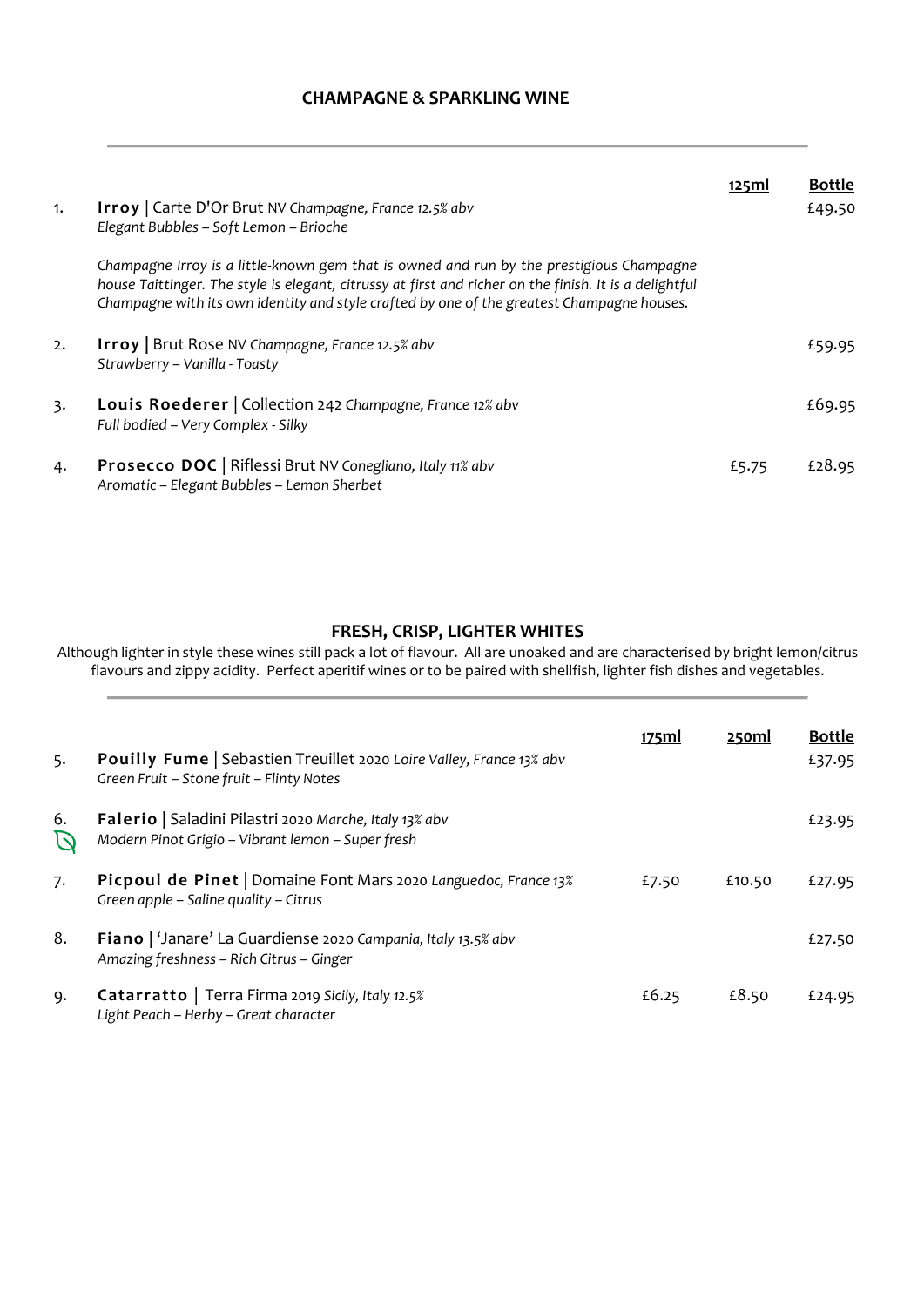## CHAMPAGNE & SPARKLING WINE

| | | 125ml | Bottle |
|---|---|---|---|
| 1. | **Irroy** \| Carte D'Or Brut NV *Champagne, France 12.5% abv*<br>*Elegant Bubbles – Soft Lemon – Brioche* | | £49.50 |
| | *Champagne Irroy is a little-known gem that is owned and run by the prestigious Champagne house Taittinger. The style is elegant, citrussy at first and richer on the finish. It is a delightful Champagne with its own identity and style crafted by one of the greatest Champagne houses.* | | |
| 2. | **Irroy** \| Brut Rose NV *Champagne, France 12.5% abv*<br>*Strawberry – Vanilla - Toasty* | | £59.95 |
| 3. | **Louis Roederer** \| Collection 242 *Champagne, France 12% abv*<br>*Full bodied – Very Complex - Silky* | | £69.95 |
| 4. | **Prosecco DOC** \| Riflessi Brut NV *Conegliano, Italy 11% abv*<br>*Aromatic – Elegant Bubbles – Lemon Sherbet* | £5.75 | £28.95 |

## FRESH, CRISP, LIGHTER WHITES

Although lighter in style these wines still pack a lot of flavour. All are unoaked and are characterised by bright lemon/citrus flavours and zippy acidity. Perfect aperitif wines or to be paired with shellfish, lighter fish dishes and vegetables.

| | | 175ml | 250ml | Bottle |
|---|---|---|---|---|
| 5. | **Pouilly Fume** \| Sebastien Treuillet 2020 *Loire Valley, France 13% abv*<br>*Green Fruit – Stone fruit – Flinty Notes* | | | £37.95 |
| 6. | **Falerio** \| Saladini Pilastri 2020 *Marche, Italy 13% abv*<br>*Modern Pinot Grigio – Vibrant lemon – Super fresh* | | | £23.95 |
| 7. | **Picpoul de Pinet** \| Domaine Font Mars 2020 *Languedoc, France 13%*<br>*Green apple – Saline quality – Citrus* | £7.50 | £10.50 | £27.95 |
| 8. | **Fiano** \| 'Janare' La Guardiense 2020 *Campania, Italy 13.5% abv*<br>*Amazing freshness – Rich Citrus – Ginger* | | | £27.50 |
| 9. | **Catarratto** \| Terra Firma 2019 *Sicily, Italy 12.5%*<br>*Light Peach – Herby – Great character* | £6.25 | £8.50 | £24.95 |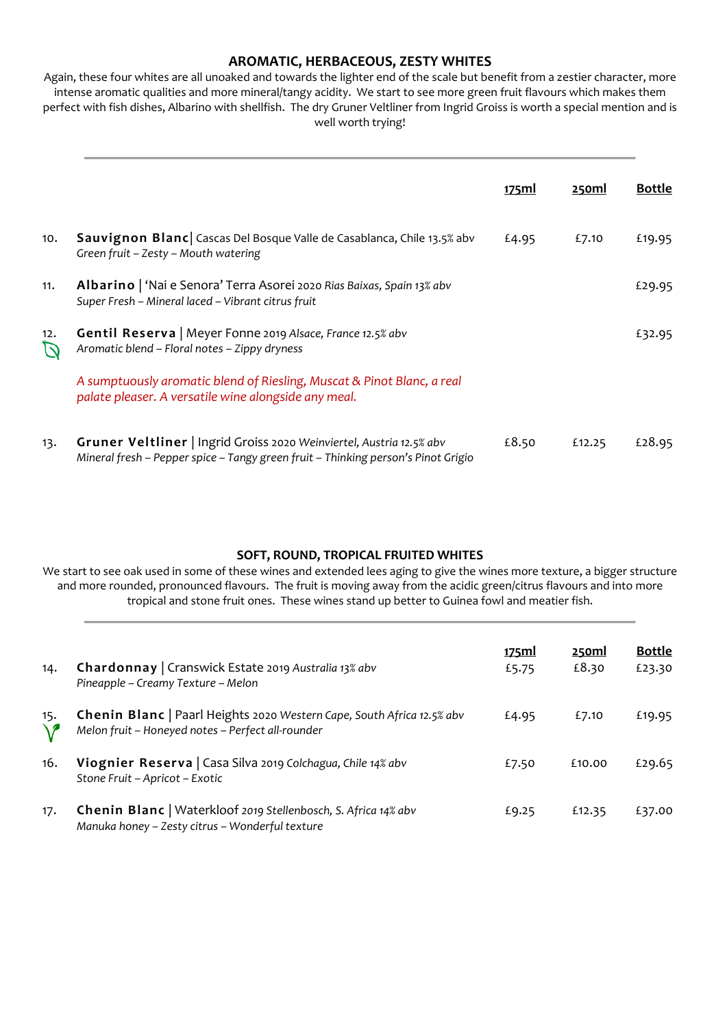## AROMATIC, HERBACEOUS, ZESTY WHITES

Again, these four whites are all unoaked and towards the lighter end of the scale but benefit from a zestier character, more intense aromatic qualities and more mineral/tangy acidity. We start to see more green fruit flavours which makes them perfect with fish dishes, Albarino with shellfish. The dry Gruner Veltliner from Ingrid Groiss is worth a special mention and is well worth trying!

| | | 175ml | 250ml | Bottle |
|---|---|---|---|---|
| 10. | **Sauvignon Blanc**\| Cascas Del Bosque Valle de Casablanca, Chile 13.5% abv<br>*Green fruit – Zesty – Mouth watering* | £4.95 | £7.10 | £19.95 |
| 11. | **Albarino** \| 'Nai e Senora' Terra Asorei 2020 *Rias Baixas, Spain 13% abv*<br>*Super Fresh – Mineral laced – Vibrant citrus fruit* | | | £29.95 |
| 12. | **Gentil Reserva** \| Meyer Fonne 2019 *Alsace, France 12.5% abv*<br>*Aromatic blend – Floral notes – Zippy dryness*<br>*A sumptuously aromatic blend of Riesling, Muscat & Pinot Blanc, a real palate pleaser. A versatile wine alongside any meal.* | | | £32.95 |
| 13. | **Gruner Veltliner** \| Ingrid Groiss 2020 *Weinviertel, Austria 12.5% abv*<br>*Mineral fresh – Pepper spice – Tangy green fruit – Thinking person's Pinot Grigio* | £8.50 | £12.25 | £28.95 |

## SOFT, ROUND, TROPICAL FRUITED WHITES

We start to see oak used in some of these wines and extended lees aging to give the wines more texture, a bigger structure and more rounded, pronounced flavours. The fruit is moving away from the acidic green/citrus flavours and into more tropical and stone fruit ones. These wines stand up better to Guinea fowl and meatier fish.

| | | 175ml | 250ml | Bottle |
|---|---|---|---|---|
| 14. | **Chardonnay** \| Cranswick Estate 2019 *Australia 13% abv*<br>*Pineapple – Creamy Texture – Melon* | £5.75 | £8.30 | £23.30 |
| 15. | **Chenin Blanc** \| Paarl Heights 2020 *Western Cape, South Africa 12.5% abv*<br>*Melon fruit – Honeyed notes – Perfect all-rounder* | £4.95 | £7.10 | £19.95 |
| 16. | **Viognier Reserva** \| Casa Silva 2019 *Colchagua, Chile 14% abv*<br>*Stone Fruit – Apricot – Exotic* | £7.50 | £10.00 | £29.65 |
| 17. | **Chenin Blanc** \| Waterkloof *2019 Stellenbosch, S. Africa 14% abv*<br>*Manuka honey – Zesty citrus – Wonderful texture* | £9.25 | £12.35 | £37.00 |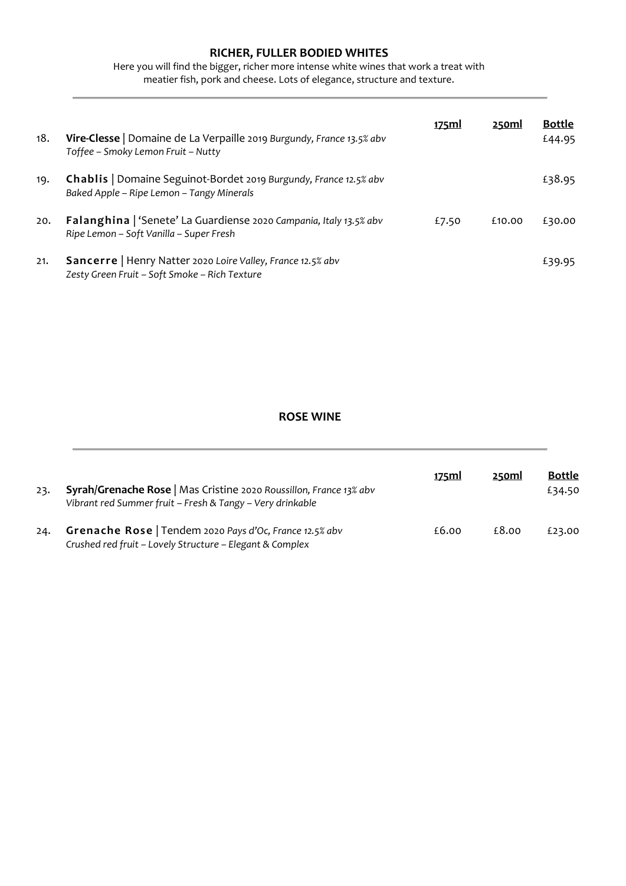## RICHER, FULLER BODIED WHITES

Here you will find the bigger, richer more intense white wines that work a treat with meatier fish, pork and cheese. Lots of elegance, structure and texture.

| | | 175ml | 250ml | Bottle |
|---|---|---|---|---|
| 18. | **Vire-Clesse** \| Domaine de La Verpaille 2019 *Burgundy, France 13.5% abv*<br>*Toffee – Smoky Lemon Fruit – Nutty* | | | £44.95 |
| 19. | **Chablis** \| Domaine Seguinot-Bordet 2019 *Burgundy, France 12.5% abv*<br>*Baked Apple – Ripe Lemon – Tangy Minerals* | | | £38.95 |
| 20. | **Falanghina** \| 'Senete' La Guardiense 2020 *Campania, Italy 13.5% abv*<br>*Ripe Lemon – Soft Vanilla – Super Fresh* | £7.50 | £10.00 | £30.00 |
| 21. | **Sancerre** \| Henry Natter 2020 *Loire Valley, France 12.5% abv*<br>*Zesty Green Fruit – Soft Smoke – Rich Texture* | | | £39.95 |

## ROSE WINE

| | | 175ml | 250ml | Bottle |
|---|---|---|---|---|
| 23. | **Syrah/Grenache Rose** \| Mas Cristine 2020 *Roussillon, France 13% abv*<br>*Vibrant red Summer fruit – Fresh & Tangy – Very drinkable* | | | £34.50 |
| 24. | **Grenache Rose** \| Tendem 2020 *Pays d'Oc, France 12.5% abv*<br>*Crushed red fruit – Lovely Structure – Elegant & Complex* | £6.00 | £8.00 | £23.00 |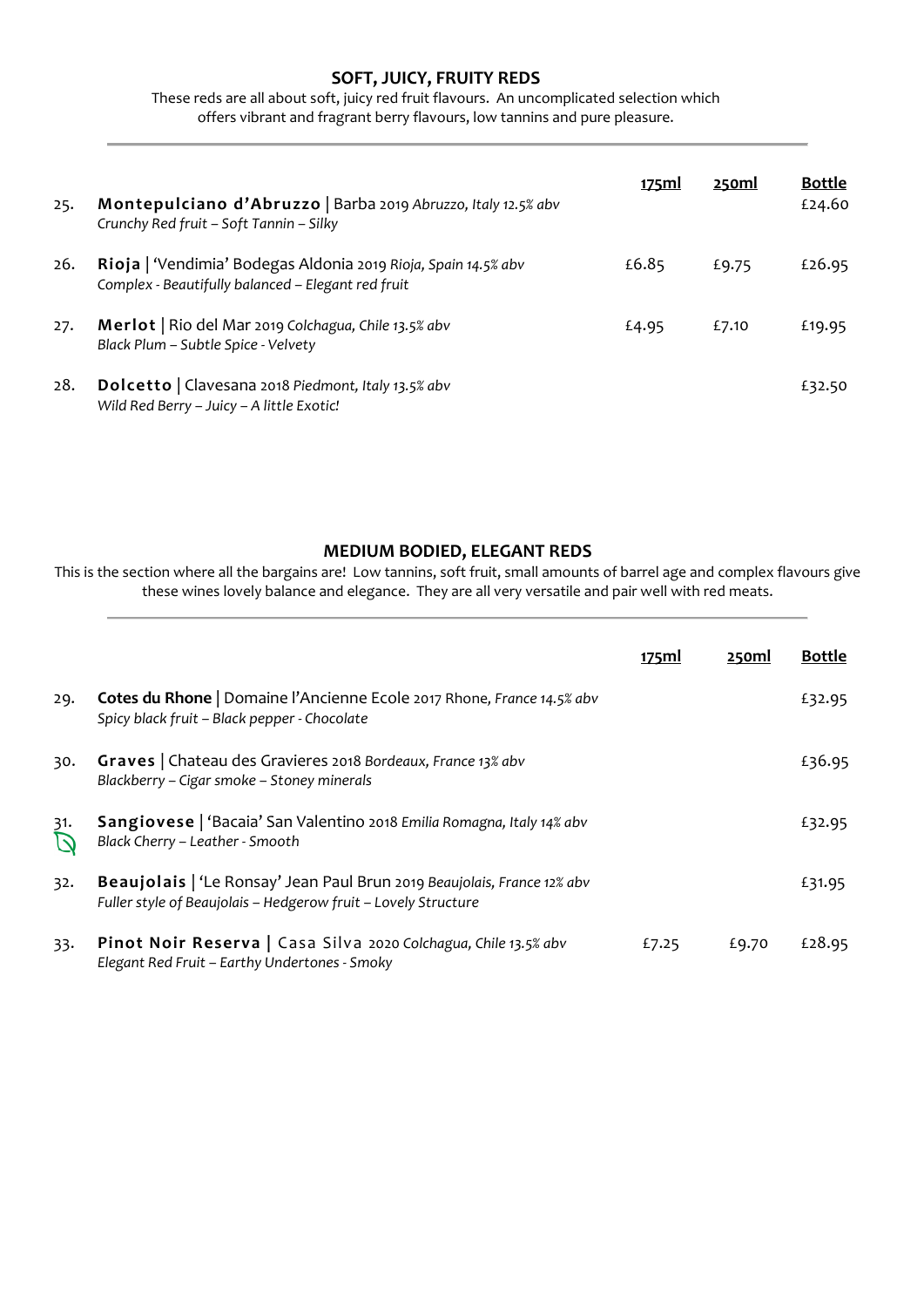## SOFT, JUICY, FRUITY REDS

These reds are all about soft, juicy red fruit flavours. An uncomplicated selection which offers vibrant and fragrant berry flavours, low tannins and pure pleasure.

| | | 175ml | 250ml | Bottle |
|---|---|---|---|---|
| 25. | **Montepulciano d'Abruzzo** \| Barba 2019 *Abruzzo, Italy 12.5% abv*<br>*Crunchy Red fruit – Soft Tannin – Silky* | | | £24.60 |
| 26. | **Rioja** \| 'Vendimia' Bodegas Aldonia 2019 *Rioja, Spain 14.5% abv*<br>*Complex - Beautifully balanced – Elegant red fruit* | £6.85 | £9.75 | £26.95 |
| 27. | **Merlot** \| Rio del Mar 2019 *Colchagua, Chile 13.5% abv*<br>*Black Plum – Subtle Spice - Velvety* | £4.95 | £7.10 | £19.95 |
| 28. | **Dolcetto** \| Clavesana 2018 *Piedmont, Italy 13.5% abv*<br>*Wild Red Berry – Juicy – A little Exotic!* | | | £32.50 |

## MEDIUM BODIED, ELEGANT REDS

This is the section where all the bargains are! Low tannins, soft fruit, small amounts of barrel age and complex flavours give these wines lovely balance and elegance. They are all very versatile and pair well with red meats.

| | | 175ml | 250ml | Bottle |
|---|---|---|---|---|
| 29. | **Cotes du Rhone** \| Domaine l'Ancienne Ecole 2017 *Rhone, France 14.5% abv*<br>*Spicy black fruit – Black pepper - Chocolate* | | | £32.95 |
| 30. | **Graves** \| Chateau des Gravieres 2018 *Bordeaux, France 13% abv*<br>*Blackberry – Cigar smoke – Stoney minerals* | | | £36.95 |
| 31. | **Sangiovese** \| 'Bacaia' San Valentino 2018 *Emilia Romagna, Italy 14% abv*<br>*Black Cherry – Leather - Smooth* | | | £32.95 |
| 32. | **Beaujolais** \| 'Le Ronsay' Jean Paul Brun 2019 *Beaujolais, France 12% abv*<br>*Fuller style of Beaujolais – Hedgerow fruit – Lovely Structure* | | | £31.95 |
| 33. | **Pinot Noir Reserva** \| Casa Silva 2020 *Colchagua, Chile 13.5% abv*<br>*Elegant Red Fruit – Earthy Undertones - Smoky* | £7.25 | £9.70 | £28.95 |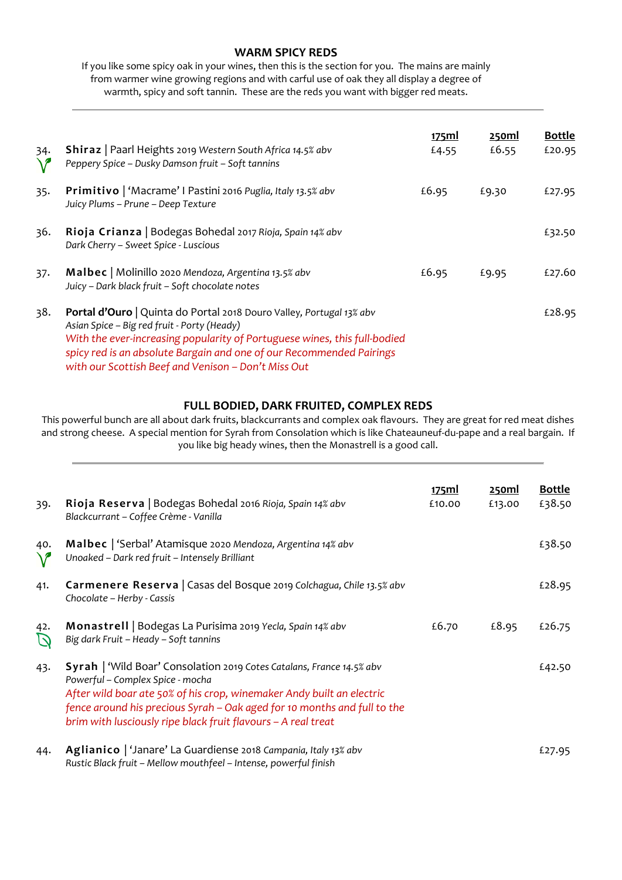## WARM SPICY REDS

If you like some spicy oak in your wines, then this is the section for you. The mains are mainly from warmer wine growing regions and with carful use of oak they all display a degree of warmth, spicy and soft tannin. These are the reds you want with bigger red meats.

| | | 175ml | 250ml | Bottle |
|---|---|---|---|---|
| 34. | **Shiraz** \| Paarl Heights 2019 *Western South Africa 14.5% abv*<br>*Peppery Spice – Dusky Damson fruit – Soft tannins* | £4.55 | £6.55 | £20.95 |
| 35. | **Primitivo** \| 'Macrame' I Pastini 2016 *Puglia, Italy 13.5% abv*<br>*Juicy Plums – Prune – Deep Texture* | £6.95 | £9.30 | £27.95 |
| 36. | **Rioja Crianza** \| Bodegas Bohedal 2017 *Rioja, Spain 14% abv*<br>*Dark Cherry – Sweet Spice - Luscious* | | | £32.50 |
| 37. | **Malbec** \| Molinillo 2020 *Mendoza, Argentina 13.5% abv*<br>*Juicy – Dark black fruit – Soft chocolate notes* | £6.95 | £9.95 | £27.60 |
| 38. | **Portal d'Ouro** \| Quinta do Portal 2018 Douro Valley, *Portugal 13% abv*<br>*Asian Spice – Big red fruit - Porty (Heady)*<br>*With the ever-increasing popularity of Portuguese wines, this full-bodied spicy red is an absolute Bargain and one of our Recommended Pairings with our Scottish Beef and Venison – Don't Miss Out* | | | £28.95 |

## FULL BODIED, DARK FRUITED, COMPLEX REDS

This powerful bunch are all about dark fruits, blackcurrants and complex oak flavours. They are great for red meat dishes and strong cheese. A special mention for Syrah from Consolation which is like Chateauneuf-du-pape and a real bargain. If you like big heady wines, then the Monastrell is a good call.

| | | 175ml | 250ml | Bottle |
|---|---|---|---|---|
| 39. | **Rioja Reserva** \| Bodegas Bohedal 2016 *Rioja, Spain 14% abv*<br>*Blackcurrant – Coffee Crème - Vanilla* | £10.00 | £13.00 | £38.50 |
| 40. | **Malbec** \| 'Serbal' Atamisque 2020 *Mendoza, Argentina 14% abv*<br>*Unoaked – Dark red fruit – Intensely Brilliant* | | | £38.50 |
| 41. | **Carmenere Reserva** \| Casas del Bosque 2019 *Colchagua, Chile 13.5% abv*<br>*Chocolate – Herby - Cassis* | | | £28.95 |
| 42. | **Monastrell** \| Bodegas La Purisima 2019 *Yecla, Spain 14% abv*<br>*Big dark Fruit – Heady – Soft tannins* | £6.70 | £8.95 | £26.75 |
| 43. | **Syrah** \| 'Wild Boar' Consolation 2019 *Cotes Catalans, France 14.5% abv*<br>*Powerful – Complex Spice - mocha*<br>*After wild boar ate 50% of his crop, winemaker Andy built an electric fence around his precious Syrah – Oak aged for 10 months and full to the brim with lusciously ripe black fruit flavours – A real treat* | | | £42.50 |
| 44. | **Aglianico** \| 'Janare' La Guardiense 2018 *Campania, Italy 13% abv*<br>*Rustic Black fruit – Mellow mouthfeel – Intense, powerful finish* | | | £27.95 |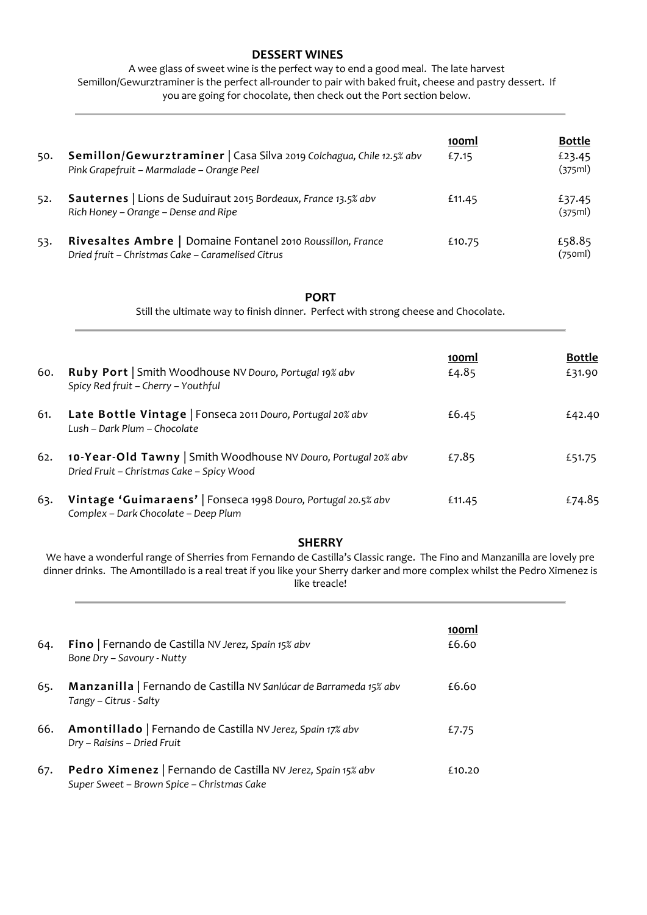## DESSERT WINES

A wee glass of sweet wine is the perfect way to end a good meal. The late harvest Semillon/Gewurztraminer is the perfect all-rounder to pair with baked fruit, cheese and pastry dessert. If you are going for chocolate, then check out the Port section below.

| | | 100ml | Bottle |
|---|---|---|---|
| 50. | **Semillon/Gewurztraminer** \| Casa Silva 2019 *Colchagua, Chile 12.5% abv*<br>*Pink Grapefruit – Marmalade – Orange Peel* | £7.15 | £23.45 (375ml) |
| 52. | **Sauternes** \| Lions de Suduiraut 2015 *Bordeaux, France 13.5% abv*<br>*Rich Honey – Orange – Dense and Ripe* | £11.45 | £37.45 (375ml) |
| 53. | **Rivesaltes Ambre** \| Domaine Fontanel 2010 *Roussillon, France*<br>*Dried fruit – Christmas Cake – Caramelised Citrus* | £10.75 | £58.85 (750ml) |

## PORT

Still the ultimate way to finish dinner. Perfect with strong cheese and Chocolate.

| | | 100ml | Bottle |
|---|---|---|---|
| 60. | **Ruby Port** \| Smith Woodhouse NV *Douro, Portugal 19% abv*<br>*Spicy Red fruit – Cherry – Youthful* | £4.85 | £31.90 |
| 61. | **Late Bottle Vintage** \| Fonseca 2011 *Douro, Portugal 20% abv*<br>*Lush – Dark Plum – Chocolate* | £6.45 | £42.40 |
| 62. | **10-Year-Old Tawny** \| Smith Woodhouse NV *Douro, Portugal 20% abv*<br>*Dried Fruit – Christmas Cake – Spicy Wood* | £7.85 | £51.75 |
| 63. | **Vintage 'Guimaraens'** \| Fonseca 1998 *Douro, Portugal 20.5% abv*<br>*Complex – Dark Chocolate – Deep Plum* | £11.45 | £74.85 |

## SHERRY

We have a wonderful range of Sherries from Fernando de Castilla's Classic range. The Fino and Manzanilla are lovely pre dinner drinks. The Amontillado is a real treat if you like your Sherry darker and more complex whilst the Pedro Ximenez is like treacle!

| | | 100ml |
|---|---|---|
| 64. | **Fino** \| Fernando de Castilla NV *Jerez, Spain 15% abv*<br>*Bone Dry – Savoury - Nutty* | £6.60 |
| 65. | **Manzanilla** \| Fernando de Castilla NV *Sanlúcar de Barrameda 15% abv*<br>*Tangy – Citrus - Salty* | £6.60 |
| 66. | **Amontillado** \| Fernando de Castilla NV *Jerez, Spain 17% abv*<br>*Dry – Raisins – Dried Fruit* | £7.75 |
| 67. | **Pedro Ximenez** \| Fernando de Castilla NV *Jerez, Spain 15% abv*<br>*Super Sweet – Brown Spice – Christmas Cake* | £10.20 |